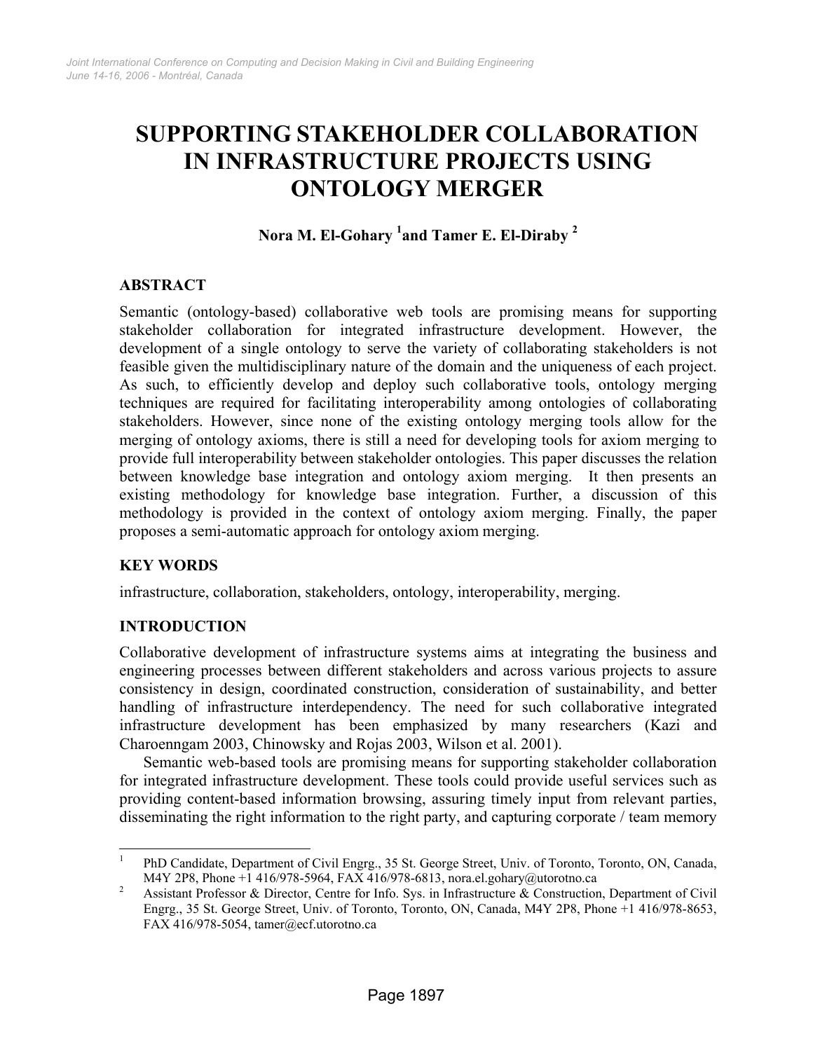# SUPPORTING STAKEHOLDER COLLABORATION IN INFRASTRUCTURE PROJECTS USING ONTOLOGY MERGER

**Nora M. El-Gohary [1] and Tamer E. El-Diraby [2]**

## ABSTRACT

Semantic (ontology-based) collaborative web tools are promising means for supporting stakeholder collaboration for integrated infrastructure development. However, the development of a single ontology to serve the variety of collaborating stakeholders is not feasible given the multidisciplinary nature of the domain and the uniqueness of each project. As such, to efficiently develop and deploy such collaborative tools, ontology merging techniques are required for facilitating interoperability among ontologies of collaborating stakeholders. However, since none of the existing ontology merging tools allow for the merging of ontology axioms, there is still a need for developing tools for axiom merging to provide full interoperability between stakeholder ontologies. This paper discusses the relation between knowledge base integration and ontology axiom merging. It then presents an existing methodology for knowledge base integration. Further, a discussion of this methodology is provided in the context of ontology axiom merging. Finally, the paper proposes a semi-automatic approach for ontology axiom merging.

## KEY WORDS

infrastructure, collaboration, stakeholders, ontology, interoperability, merging.

## INTRODUCTION

Collaborative development of infrastructure systems aims at integrating the business and engineering processes between different stakeholders and across various projects to assure consistency in design, coordinated construction, consideration of sustainability, and better handling of infrastructure interdependency. The need for such collaborative integrated infrastructure development has been emphasized by many researchers (Kazi and Charoenngam 2003, Chinowsky and Rojas 2003, Wilson et al. 2001).

Semantic web-based tools are promising means for supporting stakeholder collaboration for integrated infrastructure development. These tools could provide useful services such as providing content-based information browsing, assuring timely input from relevant parties, disseminating the right information to the right party, and capturing corporate / team memory

---

[1] PhD Candidate, Department of Civil Engrg., 35 St. George Street, Univ. of Toronto, Toronto, ON, Canada, M4Y 2P8, Phone +1 416/978-5964, FAX 416/978-6813, nora.el.gohary@utorotno.ca

[2] Assistant Professor & Director, Centre for Info. Sys. in Infrastructure & Construction, Department of Civil Engrg., 35 St. George Street, Univ. of Toronto, Toronto, ON, Canada, M4Y 2P8, Phone +1 416/978-8653, FAX 416/978-5054, tamer@ecf.utorotno.ca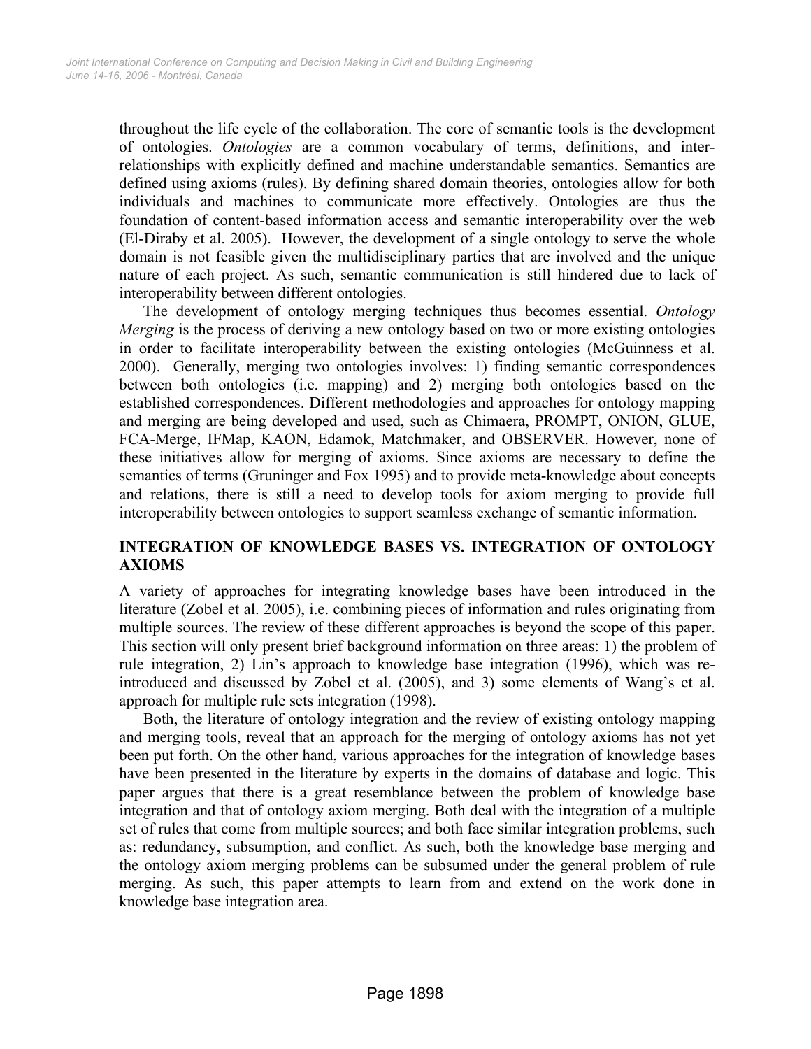throughout the life cycle of the collaboration. The core of semantic tools is the development of ontologies. *Ontologies* are a common vocabulary of terms, definitions, and inter-relationships with explicitly defined and machine understandable semantics. Semantics are defined using axioms (rules). By defining shared domain theories, ontologies allow for both individuals and machines to communicate more effectively. Ontologies are thus the foundation of content-based information access and semantic interoperability over the web (El-Diraby et al. 2005). However, the development of a single ontology to serve the whole domain is not feasible given the multidisciplinary parties that are involved and the unique nature of each project. As such, semantic communication is still hindered due to lack of interoperability between different ontologies.

The development of ontology merging techniques thus becomes essential. *Ontology Merging* is the process of deriving a new ontology based on two or more existing ontologies in order to facilitate interoperability between the existing ontologies (McGuinness et al. 2000). Generally, merging two ontologies involves: 1) finding semantic correspondences between both ontologies (i.e. mapping) and 2) merging both ontologies based on the established correspondences. Different methodologies and approaches for ontology mapping and merging are being developed and used, such as Chimaera, PROMPT, ONION, GLUE, FCA-Merge, IFMap, KAON, Edamok, Matchmaker, and OBSERVER. However, none of these initiatives allow for merging of axioms. Since axioms are necessary to define the semantics of terms (Gruninger and Fox 1995) and to provide meta-knowledge about concepts and relations, there is still a need to develop tools for axiom merging to provide full interoperability between ontologies to support seamless exchange of semantic information.

## INTEGRATION OF KNOWLEDGE BASES VS. INTEGRATION OF ONTOLOGY AXIOMS

A variety of approaches for integrating knowledge bases have been introduced in the literature (Zobel et al. 2005), i.e. combining pieces of information and rules originating from multiple sources. The review of these different approaches is beyond the scope of this paper. This section will only present brief background information on three areas: 1) the problem of rule integration, 2) Lin's approach to knowledge base integration (1996), which was re-introduced and discussed by Zobel et al. (2005), and 3) some elements of Wang's et al. approach for multiple rule sets integration (1998).

Both, the literature of ontology integration and the review of existing ontology mapping and merging tools, reveal that an approach for the merging of ontology axioms has not yet been put forth. On the other hand, various approaches for the integration of knowledge bases have been presented in the literature by experts in the domains of database and logic. This paper argues that there is a great resemblance between the problem of knowledge base integration and that of ontology axiom merging. Both deal with the integration of a multiple set of rules that come from multiple sources; and both face similar integration problems, such as: redundancy, subsumption, and conflict. As such, both the knowledge base merging and the ontology axiom merging problems can be subsumed under the general problem of rule merging. As such, this paper attempts to learn from and extend on the work done in knowledge base integration area.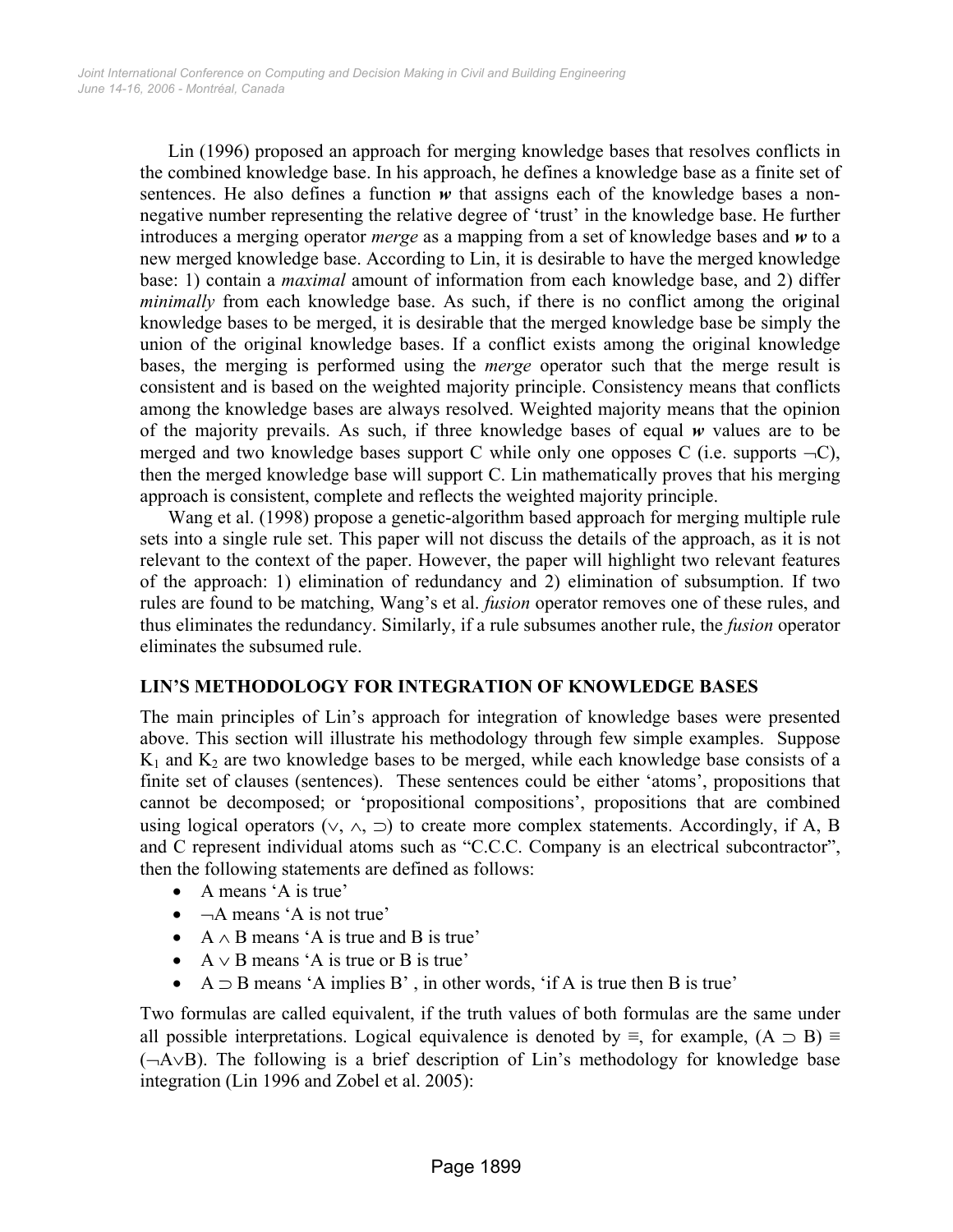Lin (1996) proposed an approach for merging knowledge bases that resolves conflicts in the combined knowledge base. In his approach, he defines a knowledge base as a finite set of sentences. He also defines a function ***w*** that assigns each of the knowledge bases a non-negative number representing the relative degree of 'trust' in the knowledge base. He further introduces a merging operator *merge* as a mapping from a set of knowledge bases and ***w*** to a new merged knowledge base. According to Lin, it is desirable to have the merged knowledge base: 1) contain a *maximal* amount of information from each knowledge base, and 2) differ *minimally* from each knowledge base. As such, if there is no conflict among the original knowledge bases to be merged, it is desirable that the merged knowledge base be simply the union of the original knowledge bases. If a conflict exists among the original knowledge bases, the merging is performed using the *merge* operator such that the merge result is consistent and is based on the weighted majority principle. Consistency means that conflicts among the knowledge bases are always resolved. Weighted majority means that the opinion of the majority prevails. As such, if three knowledge bases of equal ***w*** values are to be merged and two knowledge bases support C while only one opposes C (i.e. supports $\neg$C), then the merged knowledge base will support C. Lin mathematically proves that his merging approach is consistent, complete and reflects the weighted majority principle.

Wang et al. (1998) propose a genetic-algorithm based approach for merging multiple rule sets into a single rule set. This paper will not discuss the details of the approach, as it is not relevant to the context of the paper. However, the paper will highlight two relevant features of the approach: 1) elimination of redundancy and 2) elimination of subsumption. If two rules are found to be matching, Wang's et al. *fusion* operator removes one of these rules, and thus eliminates the redundancy. Similarly, if a rule subsumes another rule, the *fusion* operator eliminates the subsumed rule.

## LIN'S METHODOLOGY FOR INTEGRATION OF KNOWLEDGE BASES

The main principles of Lin's approach for integration of knowledge bases were presented above. This section will illustrate his methodology through few simple examples. Suppose $K_1$ and $K_2$ are two knowledge bases to be merged, while each knowledge base consists of a finite set of clauses (sentences). These sentences could be either 'atoms', propositions that cannot be decomposed; or 'propositional compositions', propositions that are combined using logical operators ($\vee$, $\wedge$, $\supset$) to create more complex statements. Accordingly, if A, B and C represent individual atoms such as "C.C.C. Company is an electrical subcontractor", then the following statements are defined as follows:

- A means 'A is true'
- $\neg$A means 'A is not true'
- A $\wedge$ B means 'A is true and B is true'
- A $\vee$ B means 'A is true or B is true'
- A $\supset$ B means 'A implies B' , in other words, 'if A is true then B is true'

Two formulas are called equivalent, if the truth values of both formulas are the same under all possible interpretations. Logical equivalence is denoted by $\equiv$, for example, $(A \supset B) \equiv (\neg A \vee B)$. The following is a brief description of Lin's methodology for knowledge base integration (Lin 1996 and Zobel et al. 2005):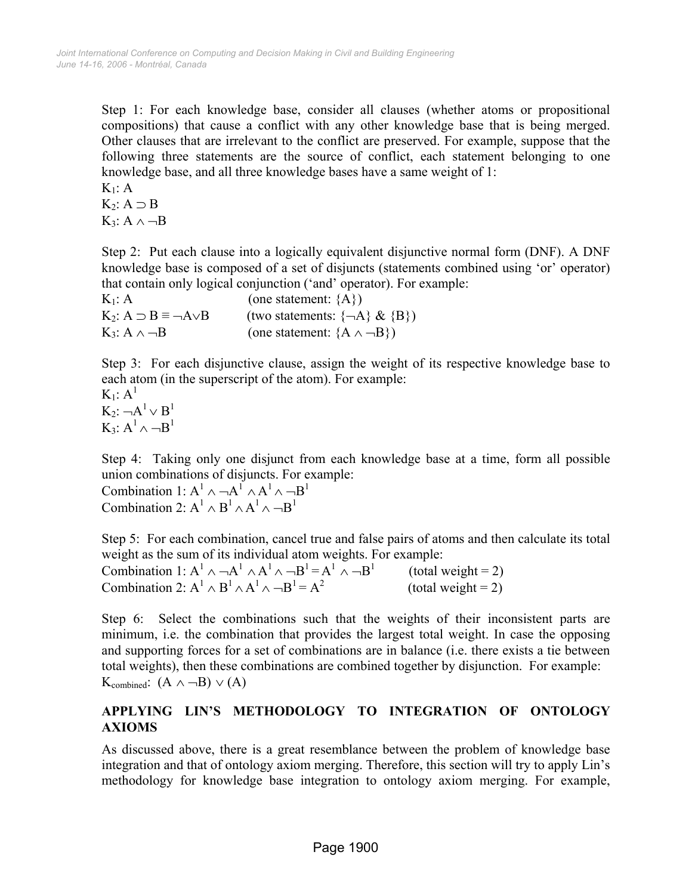Step 1: For each knowledge base, consider all clauses (whether atoms or propositional compositions) that cause a conflict with any other knowledge base that is being merged. Other clauses that are irrelevant to the conflict are preserved. For example, suppose that the following three statements are the source of conflict, each statement belonging to one knowledge base, and all three knowledge bases have a same weight of 1:

$K_1$: A
$K_2$: $A \supset B$
$K_3$: $A \wedge \neg B$

Step 2: Put each clause into a logically equivalent disjunctive normal form (DNF). A DNF knowledge base is composed of a set of disjuncts (statements combined using 'or' operator) that contain only logical conjunction ('and' operator). For example:

$K_1$: A (one statement: {A})
$K_2$: $A \supset B \equiv \neg A \vee B$ (two statements: $\{\neg A\}$ & {B})
$K_3$: $A \wedge \neg B$ (one statement: $\{A \wedge \neg B\}$)

Step 3: For each disjunctive clause, assign the weight of its respective knowledge base to each atom (in the superscript of the atom). For example:

$K_1$: $A^1$
$K_2$: $\neg A^1 \vee B^1$
$K_3$: $A^1 \wedge \neg B^1$

Step 4: Taking only one disjunct from each knowledge base at a time, form all possible union combinations of disjuncts. For example:

Combination 1: $A^1 \wedge \neg A^1 \wedge A^1 \wedge \neg B^1$
Combination 2: $A^1 \wedge B^1 \wedge A^1 \wedge \neg B^1$

Step 5: For each combination, cancel true and false pairs of atoms and then calculate its total weight as the sum of its individual atom weights. For example:

Combination 1: $A^1 \wedge \neg A^1 \wedge A^1 \wedge \neg B^1 = A^1 \wedge \neg B^1$ (total weight = 2)
Combination 2: $A^1 \wedge B^1 \wedge A^1 \wedge \neg B^1 = A^2$ (total weight = 2)

Step 6: Select the combinations such that the weights of their inconsistent parts are minimum, i.e. the combination that provides the largest total weight. In case the opposing and supporting forces for a set of combinations are in balance (i.e. there exists a tie between total weights), then these combinations are combined together by disjunction. For example:

$K_{combined}$: $(A \wedge \neg B) \vee (A)$

## APPLYING LIN'S METHODOLOGY TO INTEGRATION OF ONTOLOGY AXIOMS

As discussed above, there is a great resemblance between the problem of knowledge base integration and that of ontology axiom merging. Therefore, this section will try to apply Lin's methodology for knowledge base integration to ontology axiom merging. For example,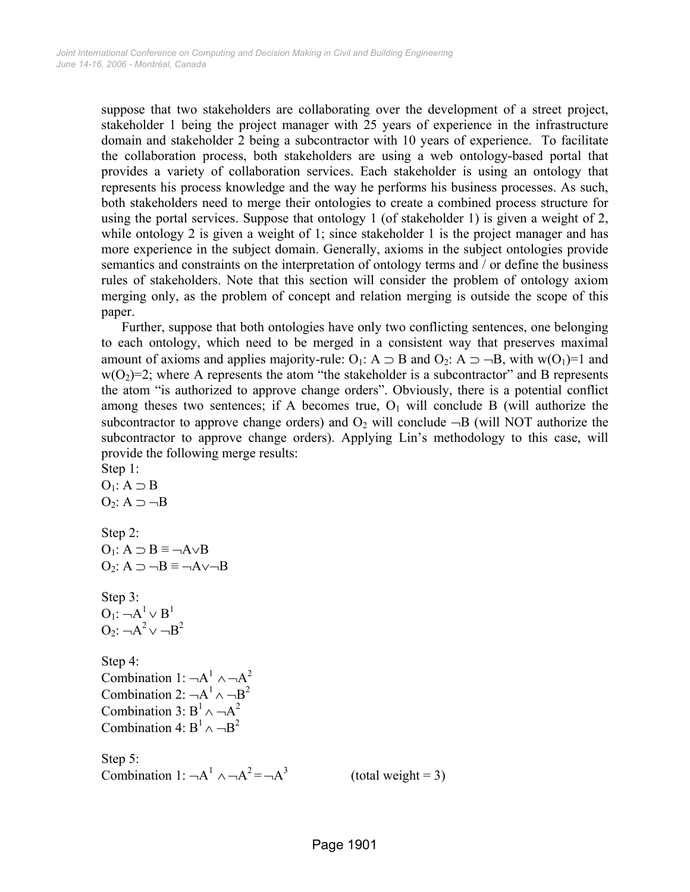suppose that two stakeholders are collaborating over the development of a street project, stakeholder 1 being the project manager with 25 years of experience in the infrastructure domain and stakeholder 2 being a subcontractor with 10 years of experience. To facilitate the collaboration process, both stakeholders are using a web ontology-based portal that provides a variety of collaboration services. Each stakeholder is using an ontology that represents his process knowledge and the way he performs his business processes. As such, both stakeholders need to merge their ontologies to create a combined process structure for using the portal services. Suppose that ontology 1 (of stakeholder 1) is given a weight of 2, while ontology 2 is given a weight of 1; since stakeholder 1 is the project manager and has more experience in the subject domain. Generally, axioms in the subject ontologies provide semantics and constraints on the interpretation of ontology terms and / or define the business rules of stakeholders. Note that this section will consider the problem of ontology axiom merging only, as the problem of concept and relation merging is outside the scope of this paper.

Further, suppose that both ontologies have only two conflicting sentences, one belonging to each ontology, which need to be merged in a consistent way that preserves maximal amount of axioms and applies majority-rule: $O_1$: $A \supset B$ and $O_2$: $A \supset \neg B$, with $w(O_1)=1$ and $w(O_2)=2$; where A represents the atom "the stakeholder is a subcontractor" and B represents the atom "is authorized to approve change orders". Obviously, there is a potential conflict among theses two sentences; if A becomes true, $O_1$ will conclude B (will authorize the subcontractor to approve change orders) and $O_2$ will conclude $\neg B$ (will NOT authorize the subcontractor to approve change orders). Applying Lin's methodology to this case, will provide the following merge results:

Step 1:
$O_1$: $A \supset B$
$O_2$: $A \supset \neg B$

Step 2:
$O_1$: $A \supset B \equiv \neg A \vee B$
$O_2$: $A \supset \neg B \equiv \neg A \vee \neg B$

Step 3:
$O_1$: $\neg A^1 \vee B^1$
$O_2$: $\neg A^2 \vee \neg B^2$

Step 4:
Combination 1: $\neg A^1 \wedge \neg A^2$
Combination 2: $\neg A^1 \wedge \neg B^2$
Combination 3: $B^1 \wedge \neg A^2$
Combination 4: $B^1 \wedge \neg B^2$

Step 5:
Combination 1: $\neg A^1 \wedge \neg A^2 = \neg A^3$ (total weight = 3)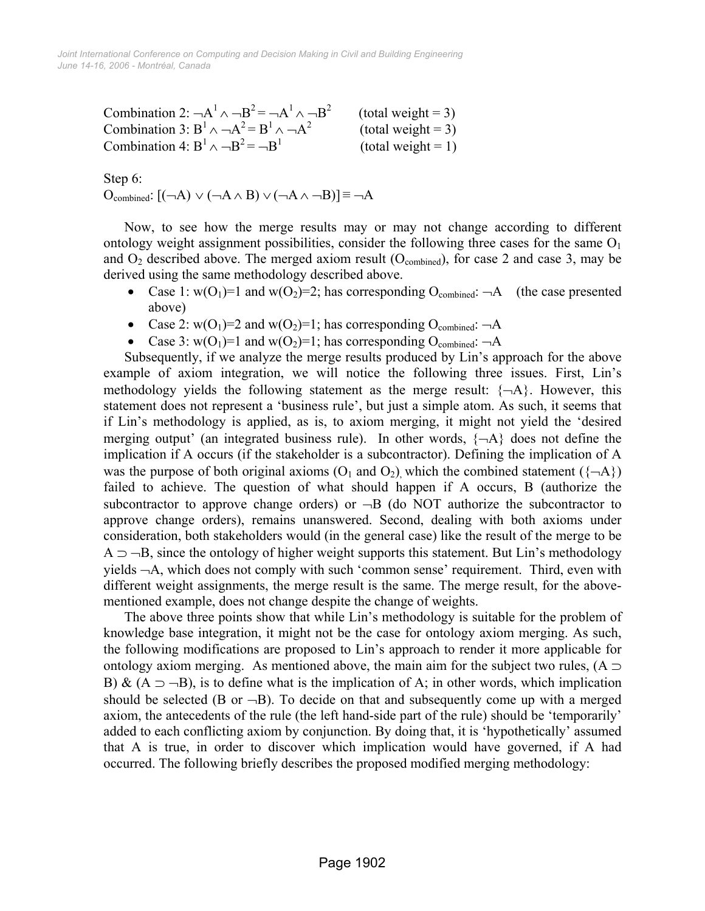Combination 2: $\neg A^1 \wedge \neg B^2 = \neg A^1 \wedge \neg B^2$ (total weight = 3)
Combination 3: $B^1 \wedge \neg A^2 = B^1 \wedge \neg A^2$ (total weight = 3)
Combination 4: $B^1 \wedge \neg B^2 = \neg B^1$ (total weight = 1)

Step 6:
$O_{combined}$: $[(\neg A) \vee (\neg A \wedge B) \vee (\neg A \wedge \neg B)] \equiv \neg A$

Now, to see how the merge results may or may not change according to different ontology weight assignment possibilities, consider the following three cases for the same $O_1$ and $O_2$ described above. The merged axiom result ($O_{combined}$), for case 2 and case 3, may be derived using the same methodology described above.

- Case 1: $w(O_1)=1$ and $w(O_2)=2$; has corresponding $O_{combined}$: $\neg A$ (the case presented above)
- Case 2: $w(O_1)=2$ and $w(O_2)=1$; has corresponding $O_{combined}$: $\neg A$
- Case 3: $w(O_1)=1$ and $w(O_2)=1$; has corresponding $O_{combined}$: $\neg A$

Subsequently, if we analyze the merge results produced by Lin's approach for the above example of axiom integration, we will notice the following three issues. First, Lin's methodology yields the following statement as the merge result: $\{\neg A\}$. However, this statement does not represent a 'business rule', but just a simple atom. As such, it seems that if Lin's methodology is applied, as is, to axiom merging, it might not yield the 'desired merging output' (an integrated business rule). In other words, $\{\neg A\}$ does not define the implication if A occurs (if the stakeholder is a subcontractor). Defining the implication of A was the purpose of both original axioms ($O_1$ and $O_2$), which the combined statement ($\{\neg A\}$) failed to achieve. The question of what should happen if A occurs, B (authorize the subcontractor to approve change orders) or $\neg B$ (do NOT authorize the subcontractor to approve change orders), remains unanswered. Second, dealing with both axioms under consideration, both stakeholders would (in the general case) like the result of the merge to be $A \supset \neg B$, since the ontology of higher weight supports this statement. But Lin's methodology yields $\neg A$, which does not comply with such 'common sense' requirement. Third, even with different weight assignments, the merge result is the same. The merge result, for the above-mentioned example, does not change despite the change of weights.

The above three points show that while Lin's methodology is suitable for the problem of knowledge base integration, it might not be the case for ontology axiom merging. As such, the following modifications are proposed to Lin's approach to render it more applicable for ontology axiom merging. As mentioned above, the main aim for the subject two rules, ($A \supset B$) & ($A \supset \neg B$), is to define what is the implication of A; in other words, which implication should be selected (B or $\neg B$). To decide on that and subsequently come up with a merged axiom, the antecedents of the rule (the left hand-side part of the rule) should be 'temporarily' added to each conflicting axiom by conjunction. By doing that, it is 'hypothetically' assumed that A is true, in order to discover which implication would have governed, if A had occurred. The following briefly describes the proposed modified merging methodology: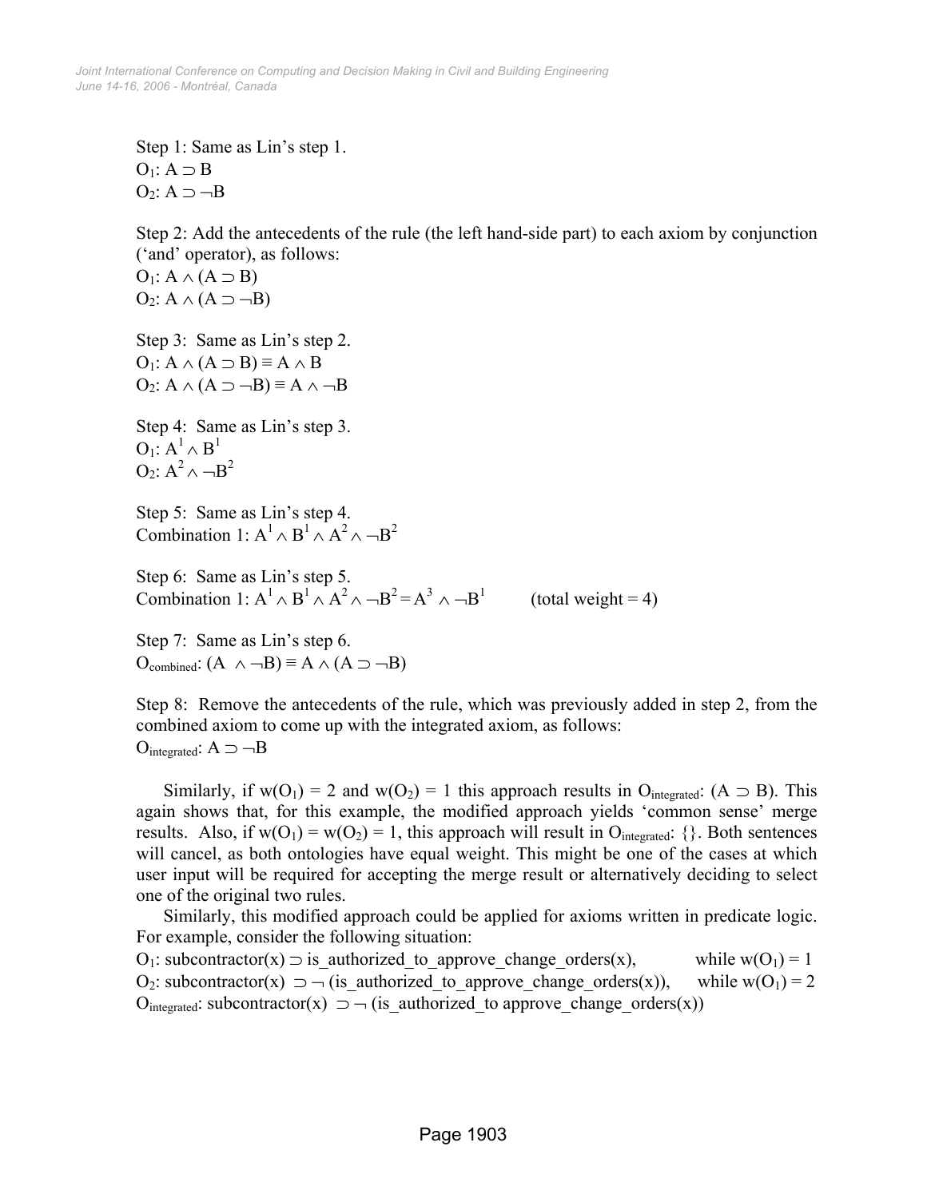Step 1: Same as Lin's step 1.
$O_1$: $A \supset B$
$O_2$: $A \supset \neg B$

Step 2: Add the antecedents of the rule (the left hand-side part) to each axiom by conjunction ('and' operator), as follows:
$O_1$: $A \wedge (A \supset B)$
$O_2$: $A \wedge (A \supset \neg B)$

Step 3: Same as Lin's step 2.
$O_1$: $A \wedge (A \supset B) \equiv A \wedge B$
$O_2$: $A \wedge (A \supset \neg B) \equiv A \wedge \neg B$

Step 4: Same as Lin's step 3.
$O_1$: $A^1 \wedge B^1$
$O_2$: $A^2 \wedge \neg B^2$

Step 5: Same as Lin's step 4.
Combination 1: $A^1 \wedge B^1 \wedge A^2 \wedge \neg B^2$

Step 6: Same as Lin's step 5.
Combination 1: $A^1 \wedge B^1 \wedge A^2 \wedge \neg B^2 = A^3 \wedge \neg B^1$ (total weight = 4)

Step 7: Same as Lin's step 6.
$O_{combined}$: $(A \wedge \neg B) \equiv A \wedge (A \supset \neg B)$

Step 8: Remove the antecedents of the rule, which was previously added in step 2, from the combined axiom to come up with the integrated axiom, as follows:
$O_{integrated}$: $A \supset \neg B$

Similarly, if $w(O_1) = 2$ and $w(O_2) = 1$ this approach results in $O_{integrated}$: $(A \supset B)$. This again shows that, for this example, the modified approach yields 'common sense' merge results. Also, if $w(O_1) = w(O_2) = 1$, this approach will result in $O_{integrated}$: {}. Both sentences will cancel, as both ontologies have equal weight. This might be one of the cases at which user input will be required for accepting the merge result or alternatively deciding to select one of the original two rules.

Similarly, this modified approach could be applied for axioms written in predicate logic. For example, consider the following situation:

$O_1$: subcontractor(x) $\supset$ is_authorized_to_approve_change_orders(x), while $w(O_1) = 1$
$O_2$: subcontractor(x) $\supset \neg$ (is_authorized_to_approve_change_orders(x)), while $w(O_1) = 2$
$O_{integrated}$: subcontractor(x) $\supset \neg$ (is_authorized_to approve_change_orders(x))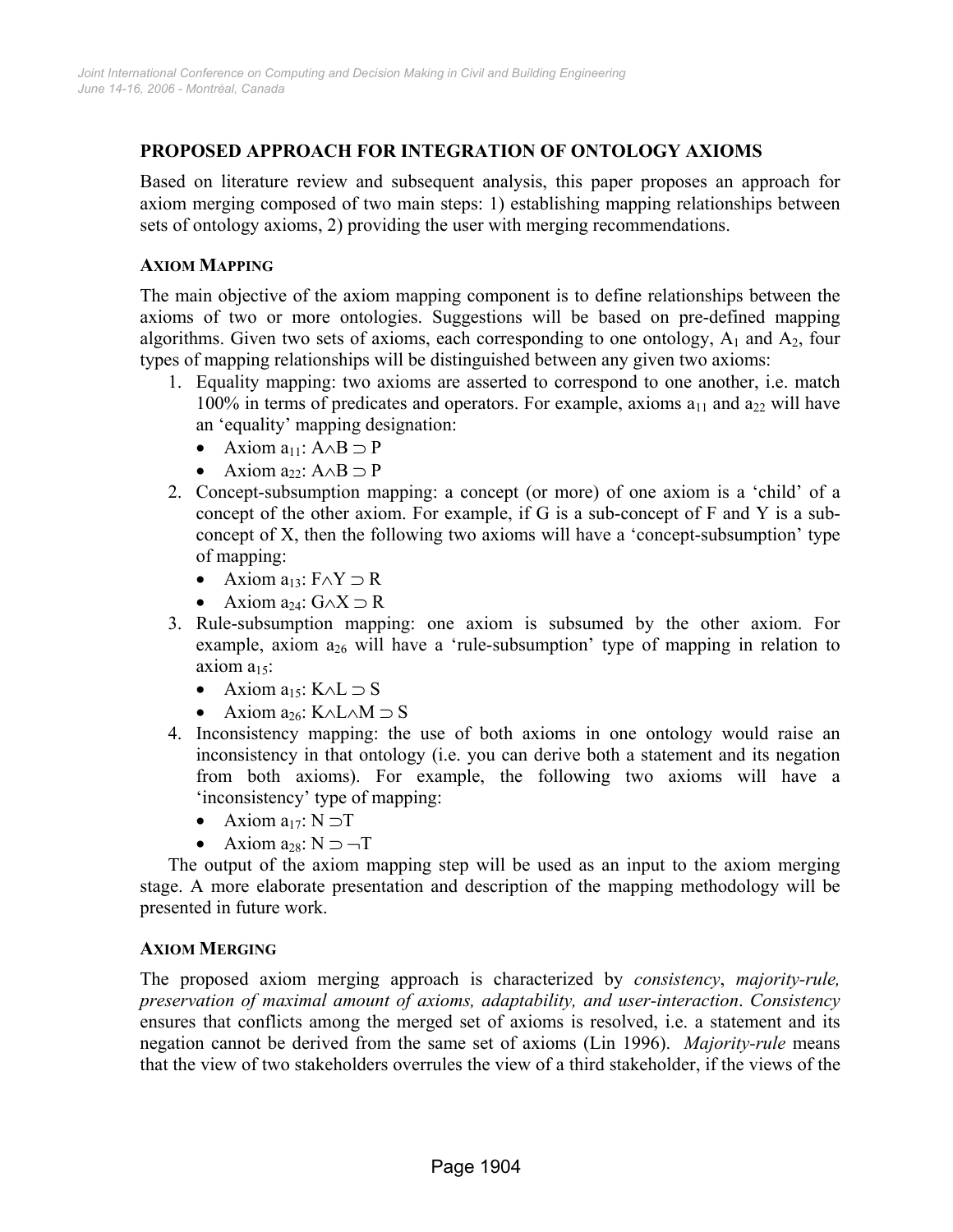## PROPOSED APPROACH FOR INTEGRATION OF ONTOLOGY AXIOMS

Based on literature review and subsequent analysis, this paper proposes an approach for axiom merging composed of two main steps: 1) establishing mapping relationships between sets of ontology axioms, 2) providing the user with merging recommendations.

### AXIOM MAPPING

The main objective of the axiom mapping component is to define relationships between the axioms of two or more ontologies. Suggestions will be based on pre-defined mapping algorithms. Given two sets of axioms, each corresponding to one ontology, $A_1$ and $A_2$, four types of mapping relationships will be distinguished between any given two axioms:

1. Equality mapping: two axioms are asserted to correspond to one another, i.e. match 100% in terms of predicates and operators. For example, axioms $a_{11}$ and $a_{22}$ will have an 'equality' mapping designation:
   - Axiom $a_{11}$: $A \wedge B \supset P$
   - Axiom $a_{22}$: $A \wedge B \supset P$
2. Concept-subsumption mapping: a concept (or more) of one axiom is a 'child' of a concept of the other axiom. For example, if G is a sub-concept of F and Y is a sub-concept of X, then the following two axioms will have a 'concept-subsumption' type of mapping:
   - Axiom $a_{13}$: $F \wedge Y \supset R$
   - Axiom $a_{24}$: $G \wedge X \supset R$
3. Rule-subsumption mapping: one axiom is subsumed by the other axiom. For example, axiom $a_{26}$ will have a 'rule-subsumption' type of mapping in relation to axiom $a_{15}$:
   - Axiom $a_{15}$: $K \wedge L \supset S$
   - Axiom $a_{26}$: $K \wedge L \wedge M \supset S$
4. Inconsistency mapping: the use of both axioms in one ontology would raise an inconsistency in that ontology (i.e. you can derive both a statement and its negation from both axioms). For example, the following two axioms will have a 'inconsistency' type of mapping:
   - Axiom $a_{17}$: $N \supset T$
   - Axiom $a_{28}$: $N \supset \neg T$

The output of the axiom mapping step will be used as an input to the axiom merging stage. A more elaborate presentation and description of the mapping methodology will be presented in future work.

### AXIOM MERGING

The proposed axiom merging approach is characterized by *consistency*, *majority-rule, preservation of maximal amount of axioms, adaptability, and user-interaction*. *Consistency* ensures that conflicts among the merged set of axioms is resolved, i.e. a statement and its negation cannot be derived from the same set of axioms (Lin 1996). *Majority-rule* means that the view of two stakeholders overrules the view of a third stakeholder, if the views of the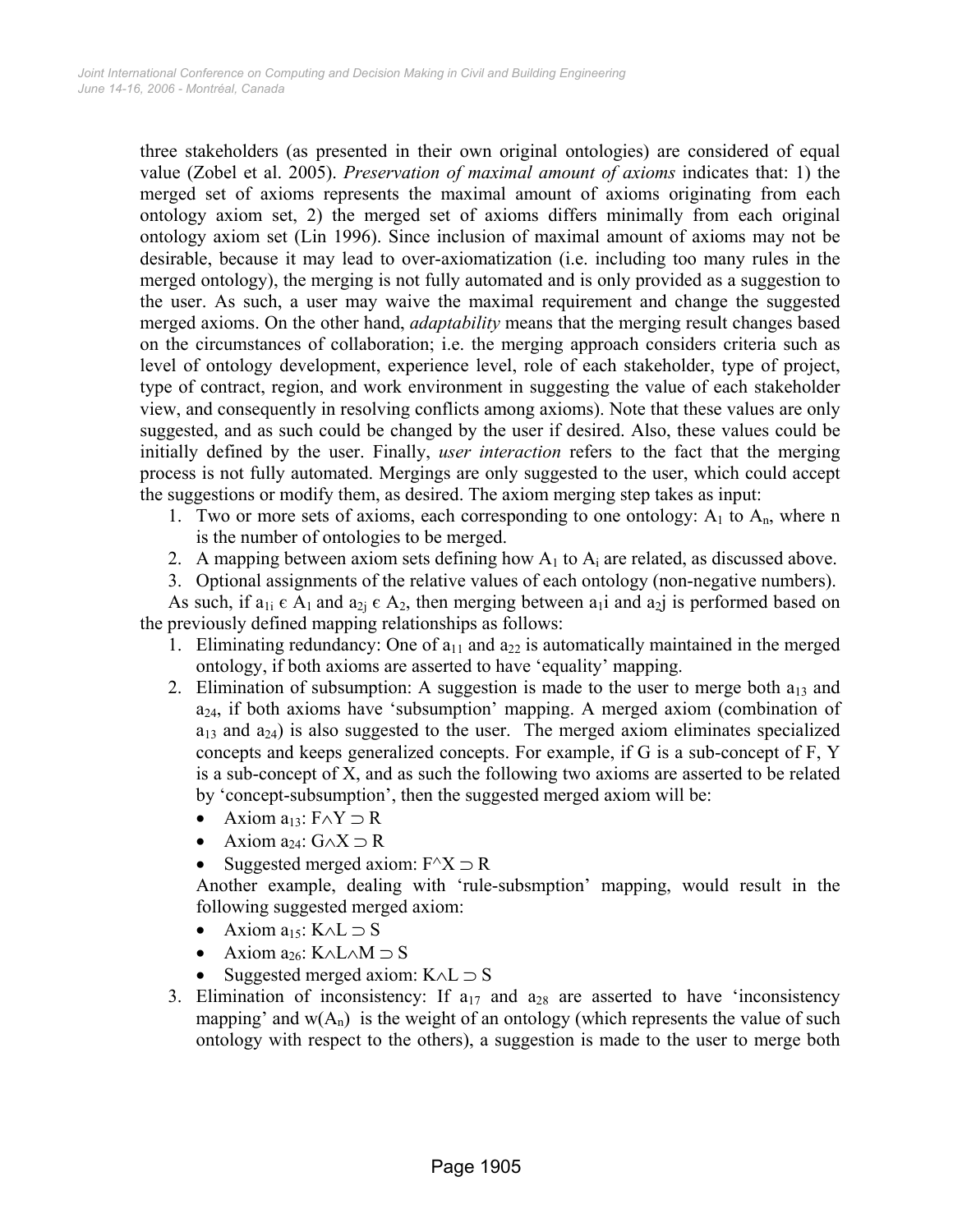three stakeholders (as presented in their own original ontologies) are considered of equal value (Zobel et al. 2005). *Preservation of maximal amount of axioms* indicates that: 1) the merged set of axioms represents the maximal amount of axioms originating from each ontology axiom set, 2) the merged set of axioms differs minimally from each original ontology axiom set (Lin 1996). Since inclusion of maximal amount of axioms may not be desirable, because it may lead to over-axiomatization (i.e. including too many rules in the merged ontology), the merging is not fully automated and is only provided as a suggestion to the user. As such, a user may waive the maximal requirement and change the suggested merged axioms. On the other hand, *adaptability* means that the merging result changes based on the circumstances of collaboration; i.e. the merging approach considers criteria such as level of ontology development, experience level, role of each stakeholder, type of project, type of contract, region, and work environment in suggesting the value of each stakeholder view, and consequently in resolving conflicts among axioms). Note that these values are only suggested, and as such could be changed by the user if desired. Also, these values could be initially defined by the user. Finally, *user interaction* refers to the fact that the merging process is not fully automated. Mergings are only suggested to the user, which could accept the suggestions or modify them, as desired. The axiom merging step takes as input:

1. Two or more sets of axioms, each corresponding to one ontology: $A_1$ to $A_n$, where n is the number of ontologies to be merged.
2. A mapping between axiom sets defining how $A_1$ to $A_i$ are related, as discussed above.
3. Optional assignments of the relative values of each ontology (non-negative numbers).

As such, if $a_{1i} \in A_1$ and $a_{2j} \in A_2$, then merging between $a_1$i and $a_2$j is performed based on the previously defined mapping relationships as follows:

1. Eliminating redundancy: One of $a_{11}$ and $a_{22}$ is automatically maintained in the merged ontology, if both axioms are asserted to have 'equality' mapping.
2. Elimination of subsumption: A suggestion is made to the user to merge both $a_{13}$ and $a_{24}$, if both axioms have 'subsumption' mapping. A merged axiom (combination of $a_{13}$ and $a_{24}$) is also suggested to the user. The merged axiom eliminates specialized concepts and keeps generalized concepts. For example, if G is a sub-concept of F, Y is a sub-concept of X, and as such the following two axioms are asserted to be related by 'concept-subsumption', then the suggested merged axiom will be:
   - Axiom $a_{13}$: $F \wedge Y \supset R$
   - Axiom $a_{24}$: $G \wedge X \supset R$
   - Suggested merged axiom: $F \wedge X \supset R$

   Another example, dealing with 'rule-subsmption' mapping, would result in the following suggested merged axiom:
   - Axiom $a_{15}$: $K \wedge L \supset S$
   - Axiom $a_{26}$: $K \wedge L \wedge M \supset S$
   - Suggested merged axiom: $K \wedge L \supset S$
3. Elimination of inconsistency: If $a_{17}$ and $a_{28}$ are asserted to have 'inconsistency mapping' and $w(A_n)$ is the weight of an ontology (which represents the value of such ontology with respect to the others), a suggestion is made to the user to merge both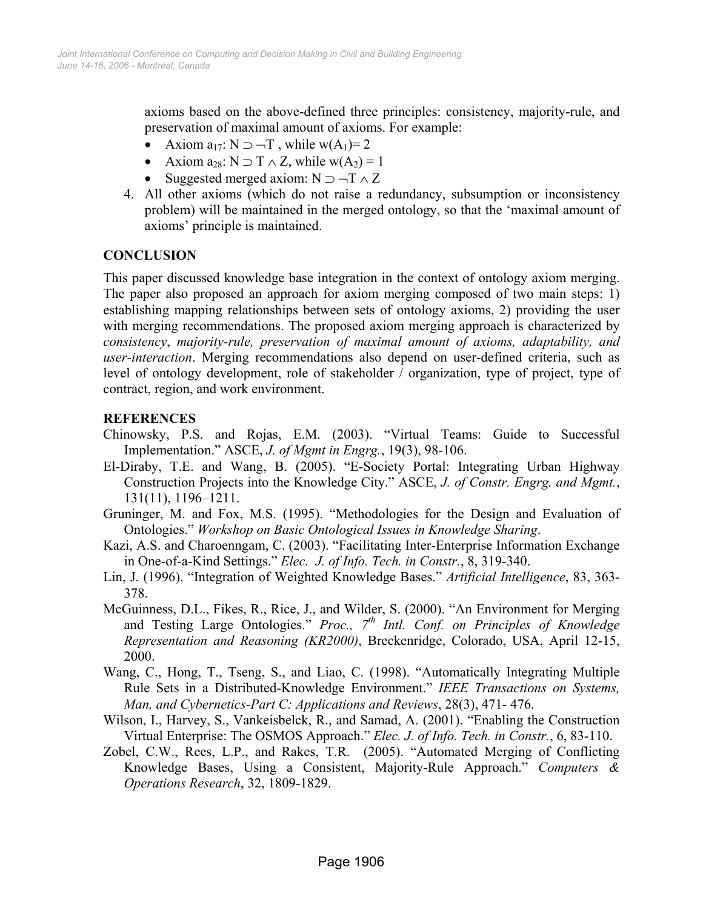axioms based on the above-defined three principles: consistency, majority-rule, and preservation of maximal amount of axioms. For example:

- Axiom $a_{17}$: $N \supset \neg T$ , while $w(A_1) = 2$
- Axiom $a_{28}$: $N \supset T \wedge Z$, while $w(A_2) = 1$
- Suggested merged axiom: $N \supset \neg T \wedge Z$

4. All other axioms (which do not raise a redundancy, subsumption or inconsistency problem) will be maintained in the merged ontology, so that the 'maximal amount of axioms' principle is maintained.

## CONCLUSION

This paper discussed knowledge base integration in the context of ontology axiom merging. The paper also proposed an approach for axiom merging composed of two main steps: 1) establishing mapping relationships between sets of ontology axioms, 2) providing the user with merging recommendations. The proposed axiom merging approach is characterized by *consistency*, *majority-rule, preservation of maximal amount of axioms, adaptability, and user-interaction*. Merging recommendations also depend on user-defined criteria, such as level of ontology development, role of stakeholder / organization, type of project, type of contract, region, and work environment.

## REFERENCES

Chinowsky, P.S. and Rojas, E.M. (2003). "Virtual Teams: Guide to Successful Implementation." ASCE, *J. of Mgmt in Engrg.*, 19(3), 98-106.

El-Diraby, T.E. and Wang, B. (2005). "E-Society Portal: Integrating Urban Highway Construction Projects into the Knowledge City." ASCE, *J. of Constr. Engrg. and Mgmt.*, 131(11), 1196–1211.

Gruninger, M. and Fox, M.S. (1995). "Methodologies for the Design and Evaluation of Ontologies." *Workshop on Basic Ontological Issues in Knowledge Sharing*.

Kazi, A.S. and Charoenngam, C. (2003). "Facilitating Inter-Enterprise Information Exchange in One-of-a-Kind Settings." *Elec. J. of Info. Tech. in Constr.*, 8, 319-340.

Lin, J. (1996). "Integration of Weighted Knowledge Bases." *Artificial Intelligence*, 83, 363-378.

McGuinness, D.L., Fikes, R., Rice, J., and Wilder, S. (2000). "An Environment for Merging and Testing Large Ontologies." *Proc., 7th Intl. Conf. on Principles of Knowledge Representation and Reasoning (KR2000)*, Breckenridge, Colorado, USA, April 12-15, 2000.

Wang, C., Hong, T., Tseng, S., and Liao, C. (1998). "Automatically Integrating Multiple Rule Sets in a Distributed-Knowledge Environment." *IEEE Transactions on Systems, Man, and Cybernetics-Part C: Applications and Reviews*, 28(3), 471- 476.

Wilson, I., Harvey, S., Vankeisbelck, R., and Samad, A. (2001). "Enabling the Construction Virtual Enterprise: The OSMOS Approach." *Elec. J. of Info. Tech. in Constr.*, 6, 83-110.

Zobel, C.W., Rees, L.P., and Rakes, T.R. (2005). "Automated Merging of Conflicting Knowledge Bases, Using a Consistent, Majority-Rule Approach." *Computers & Operations Research*, 32, 1809-1829.